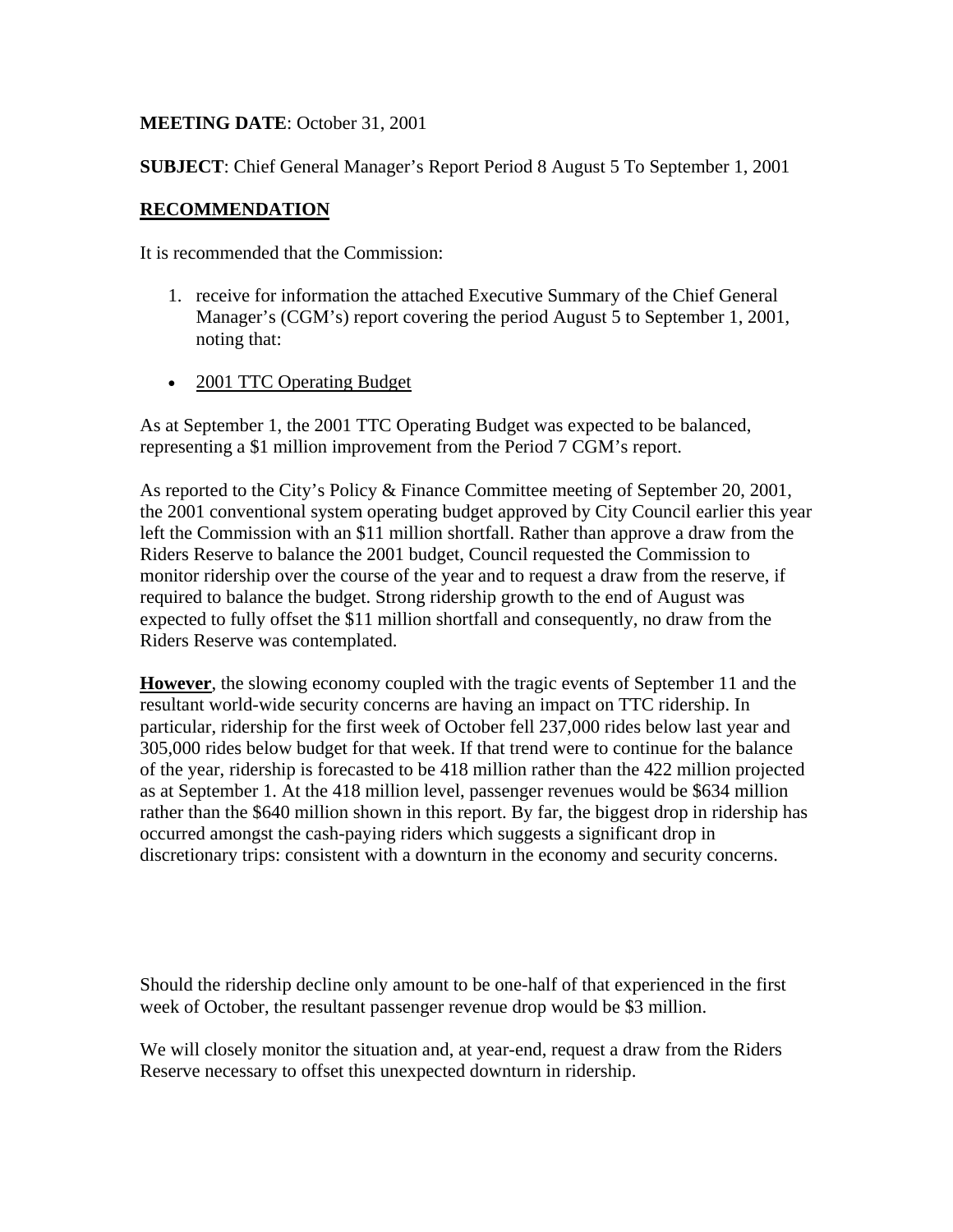**MEETING DATE**: October 31, 2001

**SUBJECT**: Chief General Manager's Report Period 8 August 5 To September 1, 2001

## RECOMMENDATION

It is recommended that the Commission:

1. receive for information the attached Executive Summary of the Chief General Manager's (CGM's) report covering the period August 5 to September 1, 2001, noting that:

- 2001 TTC Operating Budget

As at September 1, the 2001 TTC Operating Budget was expected to be balanced, representing a $1 million improvement from the Period 7 CGM's report.

As reported to the City's Policy & Finance Committee meeting of September 20, 2001, the 2001 conventional system operating budget approved by City Council earlier this year left the Commission with an $11 million shortfall. Rather than approve a draw from the Riders Reserve to balance the 2001 budget, Council requested the Commission to monitor ridership over the course of the year and to request a draw from the reserve, if required to balance the budget. Strong ridership growth to the end of August was expected to fully offset the $11 million shortfall and consequently, no draw from the Riders Reserve was contemplated.

**However**, the slowing economy coupled with the tragic events of September 11 and the resultant world-wide security concerns are having an impact on TTC ridership. In particular, ridership for the first week of October fell 237,000 rides below last year and 305,000 rides below budget for that week. If that trend were to continue for the balance of the year, ridership is forecasted to be 418 million rather than the 422 million projected as at September 1. At the 418 million level, passenger revenues would be $634 million rather than the $640 million shown in this report. By far, the biggest drop in ridership has occurred amongst the cash-paying riders which suggests a significant drop in discretionary trips: consistent with a downturn in the economy and security concerns.

Should the ridership decline only amount to be one-half of that experienced in the first week of October, the resultant passenger revenue drop would be $3 million.

We will closely monitor the situation and, at year-end, request a draw from the Riders Reserve necessary to offset this unexpected downturn in ridership.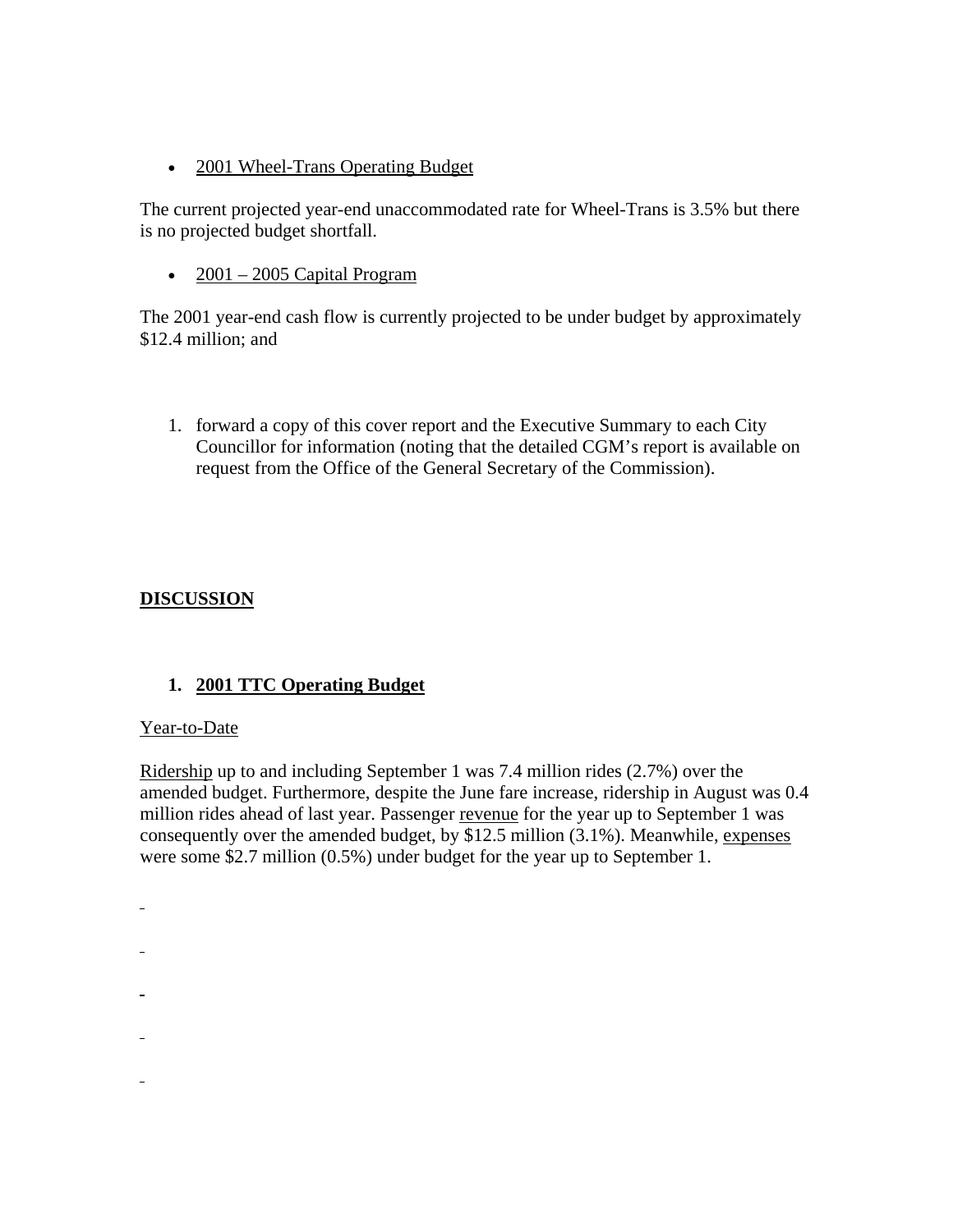- 2001 Wheel-Trans Operating Budget

The current projected year-end unaccommodated rate for Wheel-Trans is 3.5% but there is no projected budget shortfall.

- 2001 – 2005 Capital Program

The 2001 year-end cash flow is currently projected to be under budget by approximately $12.4 million; and

1. forward a copy of this cover report and the Executive Summary to each City Councillor for information (noting that the detailed CGM's report is available on request from the Office of the General Secretary of the Commission).

## DISCUSSION

### 1. 2001 TTC Operating Budget

Year-to-Date

Ridership up to and including September 1 was 7.4 million rides (2.7%) over the amended budget. Furthermore, despite the June fare increase, ridership in August was 0.4 million rides ahead of last year. Passenger revenue for the year up to September 1 was consequently over the amended budget, by $12.5 million (3.1%). Meanwhile, expenses were some $2.7 million (0.5%) under budget for the year up to September 1.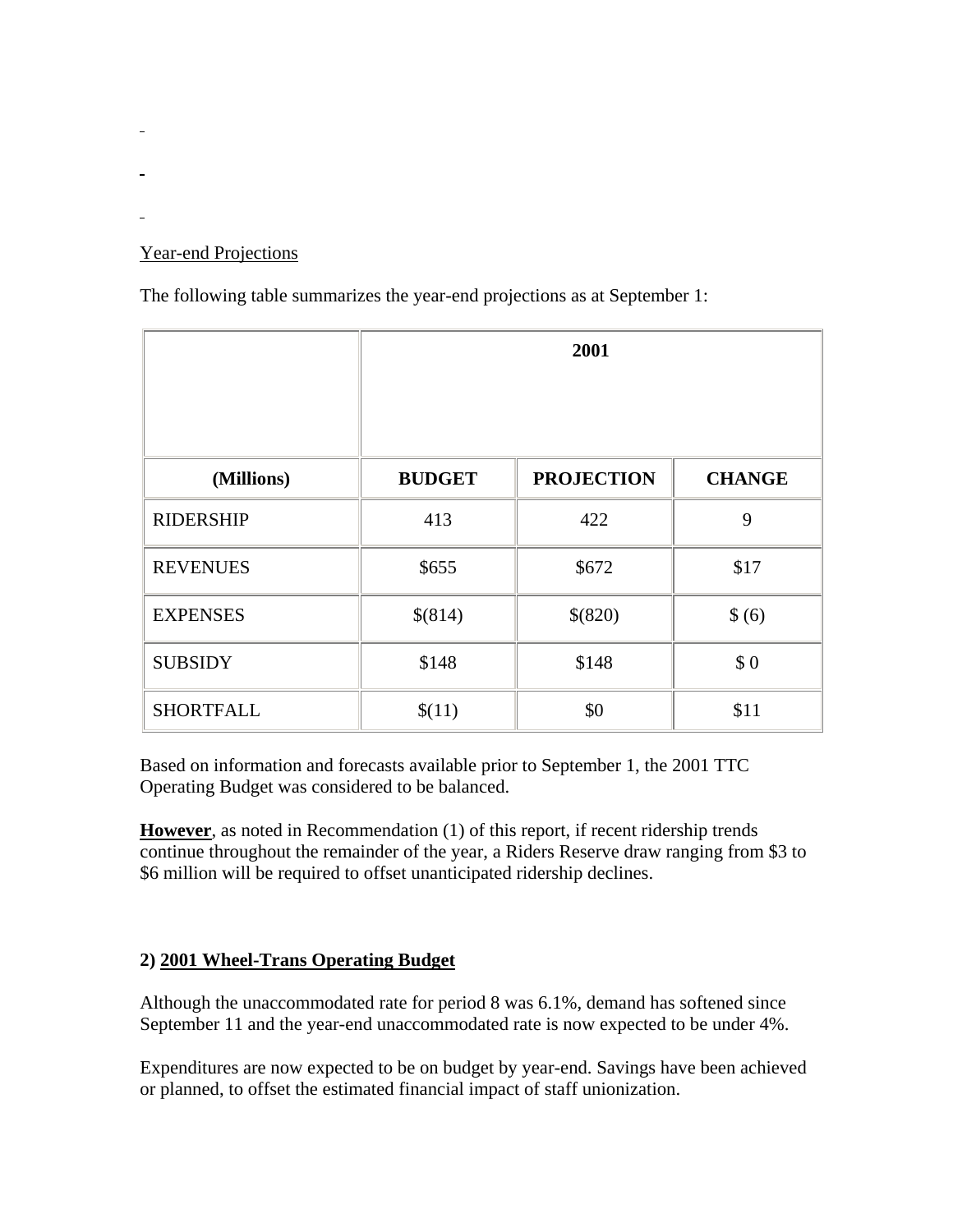Year-end Projections

The following table summarizes the year-end projections as at September 1:

| | 2001 | | |
|---|---|---|---|
| **(Millions)** | **BUDGET** | **PROJECTION** | **CHANGE** |
| RIDERSHIP | 413 | 422 | 9 |
| REVENUES | $655 | $672 | $17 |
| EXPENSES | $(814) | $(820) | $ (6) |
| SUBSIDY | $148 | $148 | $ 0 |
| SHORTFALL | $(11) | $0 | $11 |

Based on information and forecasts available prior to September 1, the 2001 TTC Operating Budget was considered to be balanced.

**However**, as noted in Recommendation (1) of this report, if recent ridership trends continue throughout the remainder of the year, a Riders Reserve draw ranging from $3 to $6 million will be required to offset unanticipated ridership declines.

**2) 2001 Wheel-Trans Operating Budget**

Although the unaccommodated rate for period 8 was 6.1%, demand has softened since September 11 and the year-end unaccommodated rate is now expected to be under 4%.

Expenditures are now expected to be on budget by year-end. Savings have been achieved or planned, to offset the estimated financial impact of staff unionization.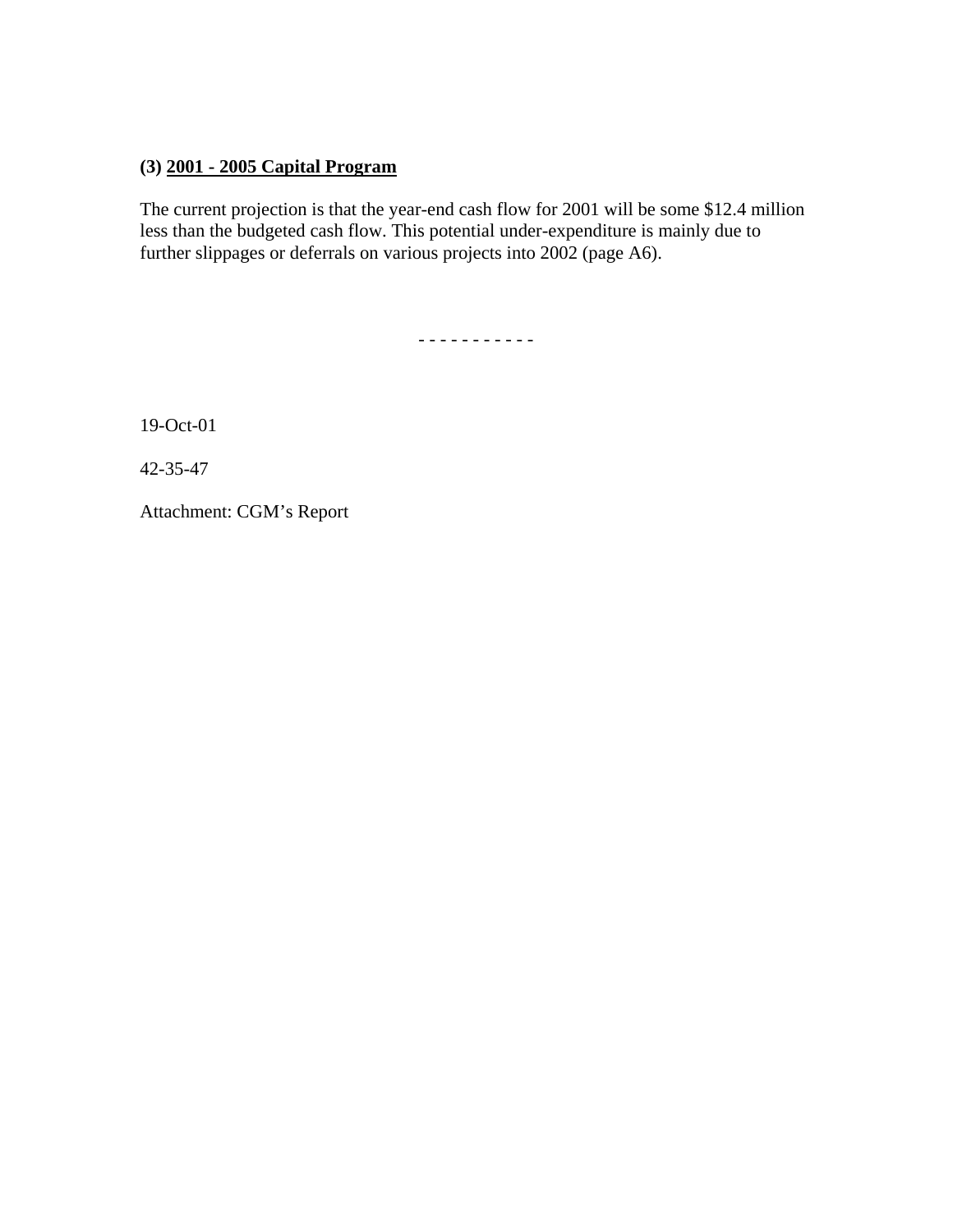**(3) <u>2001 - 2005 Capital Program</u>**

The current projection is that the year-end cash flow for 2001 will be some $12.4 million less than the budgeted cash flow. This potential under-expenditure is mainly due to further slippages or deferrals on various projects into 2002 (page A6).

- - - - - - - - - - -

19-Oct-01

42-35-47

Attachment: CGM's Report